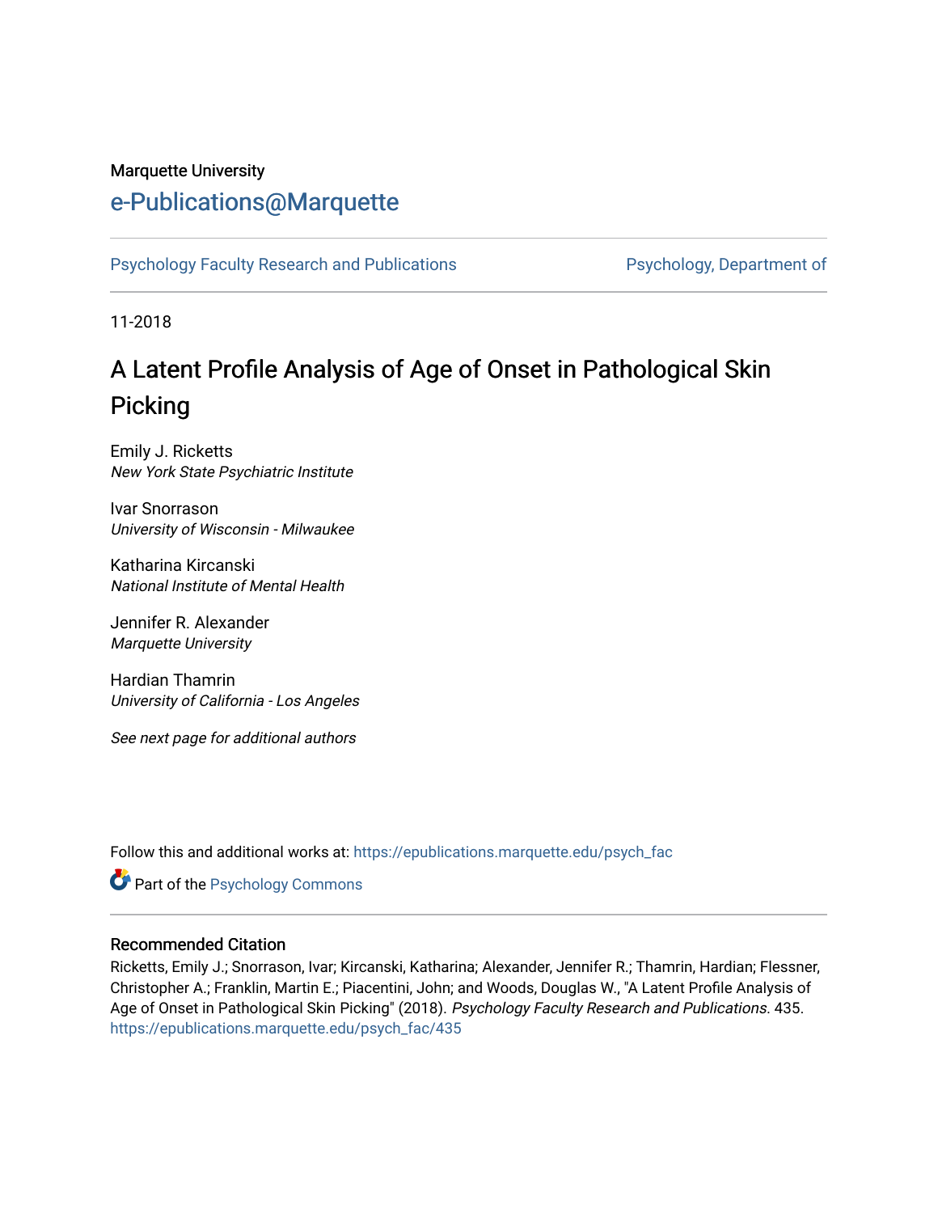Marquette University

# e-Publications@Marquette

Psychology Faculty Research and Publications — Psychology, Department of

11-2018

## A Latent Profile Analysis of Age of Onset in Pathological Skin Picking

Emily J. Ricketts
*New York State Psychiatric Institute*

Ivar Snorrason
*University of Wisconsin - Milwaukee*

Katharina Kircanski
*National Institute of Mental Health*

Jennifer R. Alexander
*Marquette University*

Hardian Thamrin
*University of California - Los Angeles*

*See next page for additional authors*

Follow this and additional works at: https://epublications.marquette.edu/psych_fac

Part of the Psychology Commons

### Recommended Citation

Ricketts, Emily J.; Snorrason, Ivar; Kircanski, Katharina; Alexander, Jennifer R.; Thamrin, Hardian; Flessner, Christopher A.; Franklin, Martin E.; Piacentini, John; and Woods, Douglas W., "A Latent Profile Analysis of Age of Onset in Pathological Skin Picking" (2018). *Psychology Faculty Research and Publications*. 435.
https://epublications.marquette.edu/psych_fac/435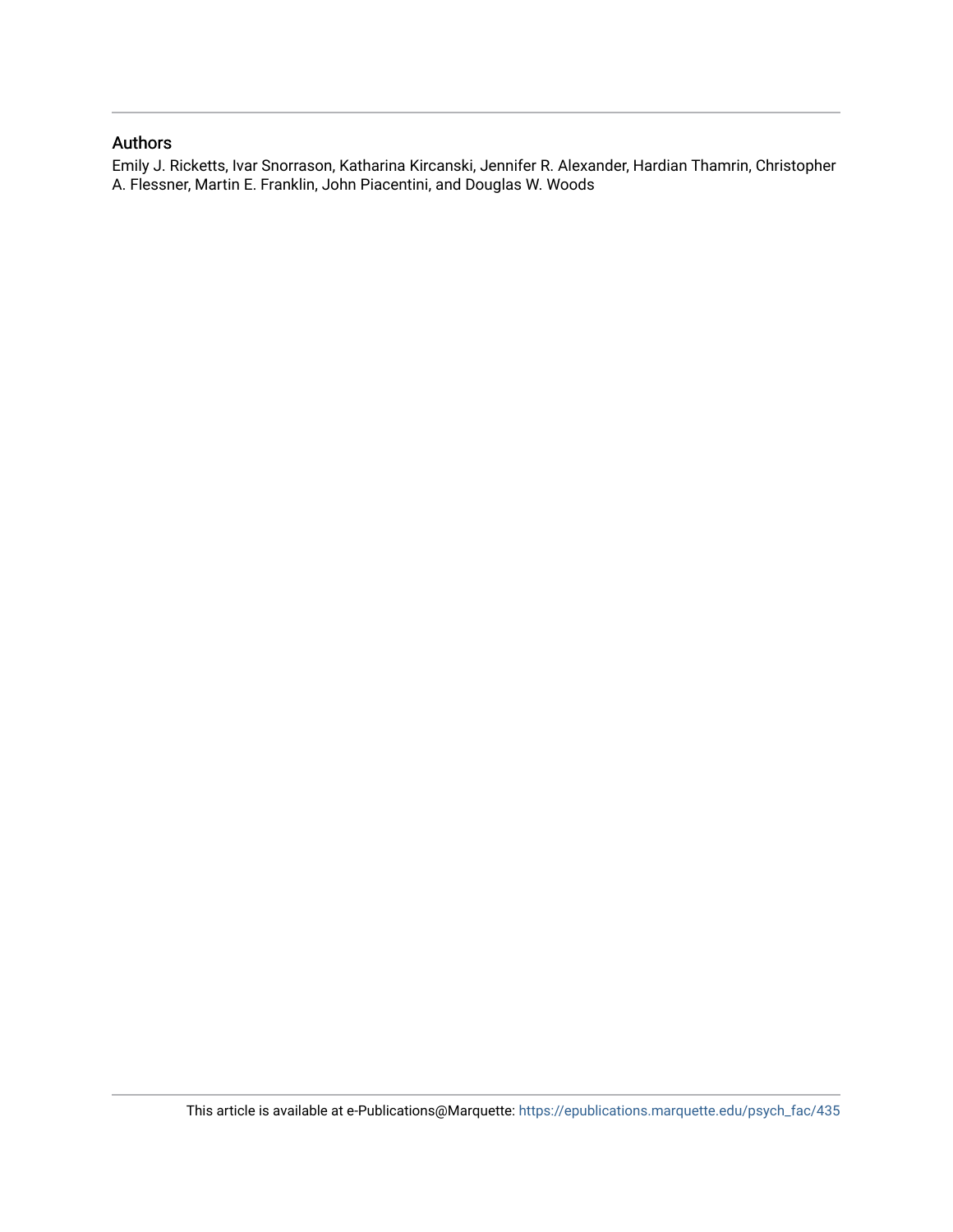## Authors

Emily J. Ricketts, Ivar Snorrason, Katharina Kircanski, Jennifer R. Alexander, Hardian Thamrin, Christopher A. Flessner, Martin E. Franklin, John Piacentini, and Douglas W. Woods

This article is available at e-Publications@Marquette: https://epublications.marquette.edu/psych_fac/435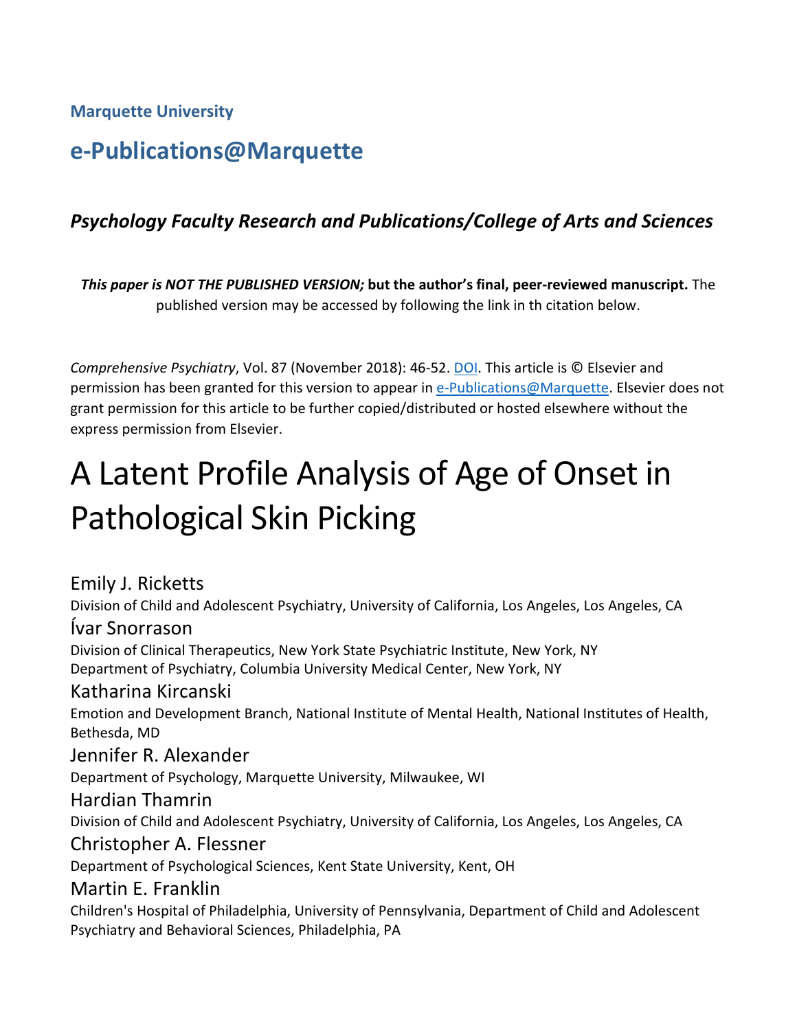Marquette University

# e-Publications@Marquette

### *Psychology Faculty Research and Publications/College of Arts and Sciences*

***This paper is NOT THE PUBLISHED VERSION;* but the author's final, peer-reviewed manuscript.** The published version may be accessed by following the link in th citation below.

*Comprehensive Psychiatry*, Vol. 87 (November 2018): 46-52. DOI. This article is © Elsevier and permission has been granted for this version to appear in e-Publications@Marquette. Elsevier does not grant permission for this article to be further copied/distributed or hosted elsewhere without the express permission from Elsevier.

# A Latent Profile Analysis of Age of Onset in Pathological Skin Picking

Emily J. Ricketts
Division of Child and Adolescent Psychiatry, University of California, Los Angeles, Los Angeles, CA

Ívar Snorrason
Division of Clinical Therapeutics, New York State Psychiatric Institute, New York, NY
Department of Psychiatry, Columbia University Medical Center, New York, NY

Katharina Kircanski
Emotion and Development Branch, National Institute of Mental Health, National Institutes of Health, Bethesda, MD

Jennifer R. Alexander
Department of Psychology, Marquette University, Milwaukee, WI

Hardian Thamrin
Division of Child and Adolescent Psychiatry, University of California, Los Angeles, Los Angeles, CA

Christopher A. Flessner
Department of Psychological Sciences, Kent State University, Kent, OH

Martin E. Franklin
Children's Hospital of Philadelphia, University of Pennsylvania, Department of Child and Adolescent Psychiatry and Behavioral Sciences, Philadelphia, PA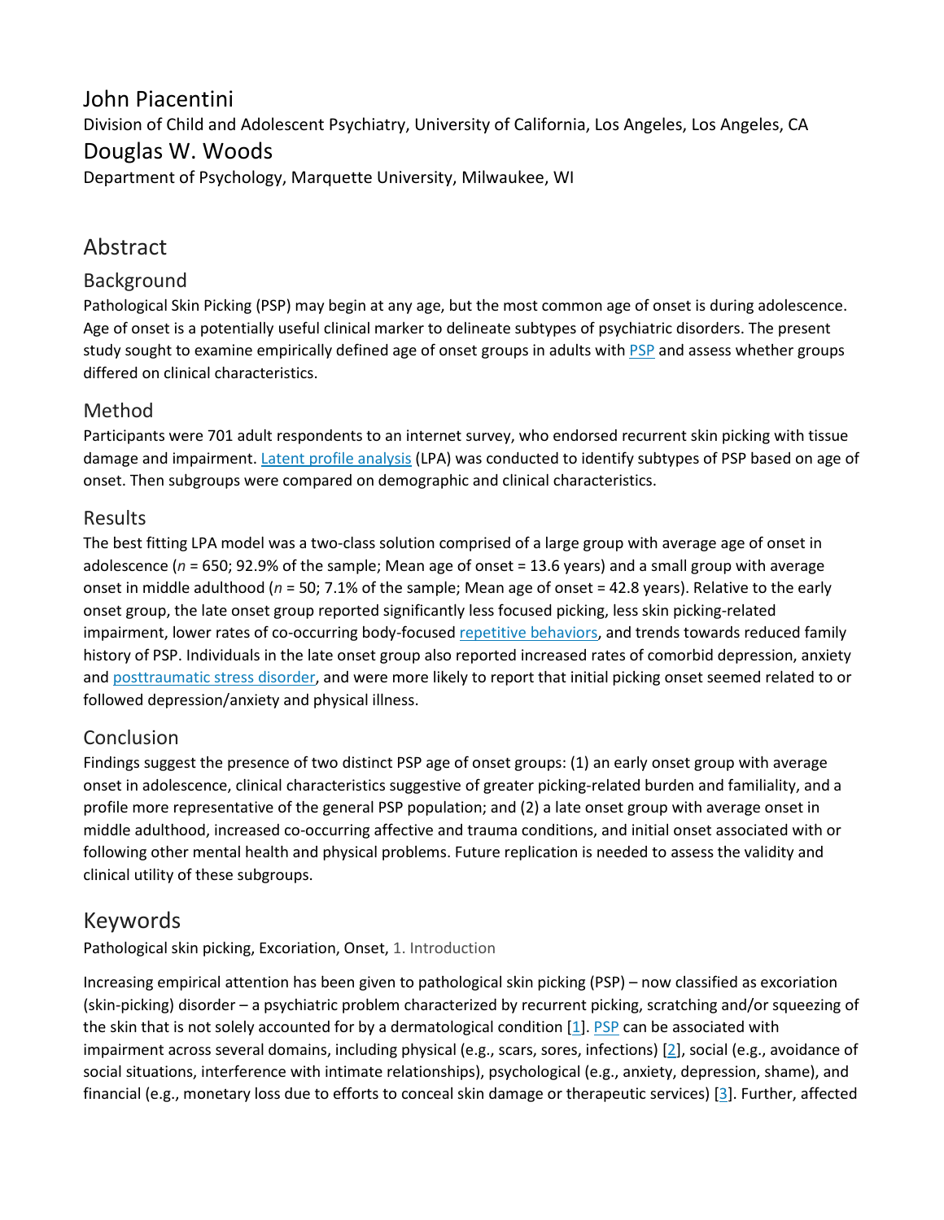John Piacentini

Division of Child and Adolescent Psychiatry, University of California, Los Angeles, Los Angeles, CA

Douglas W. Woods

Department of Psychology, Marquette University, Milwaukee, WI

## Abstract

### Background

Pathological Skin Picking (PSP) may begin at any age, but the most common age of onset is during adolescence. Age of onset is a potentially useful clinical marker to delineate subtypes of psychiatric disorders. The present study sought to examine empirically defined age of onset groups in adults with PSP and assess whether groups differed on clinical characteristics.

### Method

Participants were 701 adult respondents to an internet survey, who endorsed recurrent skin picking with tissue damage and impairment. Latent profile analysis (LPA) was conducted to identify subtypes of PSP based on age of onset. Then subgroups were compared on demographic and clinical characteristics.

### Results

The best fitting LPA model was a two-class solution comprised of a large group with average age of onset in adolescence (*n* = 650; 92.9% of the sample; Mean age of onset = 13.6 years) and a small group with average onset in middle adulthood (*n* = 50; 7.1% of the sample; Mean age of onset = 42.8 years). Relative to the early onset group, the late onset group reported significantly less focused picking, less skin picking-related impairment, lower rates of co-occurring body-focused repetitive behaviors, and trends towards reduced family history of PSP. Individuals in the late onset group also reported increased rates of comorbid depression, anxiety and posttraumatic stress disorder, and were more likely to report that initial picking onset seemed related to or followed depression/anxiety and physical illness.

### Conclusion

Findings suggest the presence of two distinct PSP age of onset groups: (1) an early onset group with average onset in adolescence, clinical characteristics suggestive of greater picking-related burden and familiality, and a profile more representative of the general PSP population; and (2) a late onset group with average onset in middle adulthood, increased co-occurring affective and trauma conditions, and initial onset associated with or following other mental health and physical problems. Future replication is needed to assess the validity and clinical utility of these subgroups.

## Keywords

Pathological skin picking, Excoriation, Onset,

## 1. Introduction

Increasing empirical attention has been given to pathological skin picking (PSP) – now classified as excoriation (skin-picking) disorder – a psychiatric problem characterized by recurrent picking, scratching and/or squeezing of the skin that is not solely accounted for by a dermatological condition [1]. PSP can be associated with impairment across several domains, including physical (e.g., scars, sores, infections) [2], social (e.g., avoidance of social situations, interference with intimate relationships), psychological (e.g., anxiety, depression, shame), and financial (e.g., monetary loss due to efforts to conceal skin damage or therapeutic services) [3]. Further, affected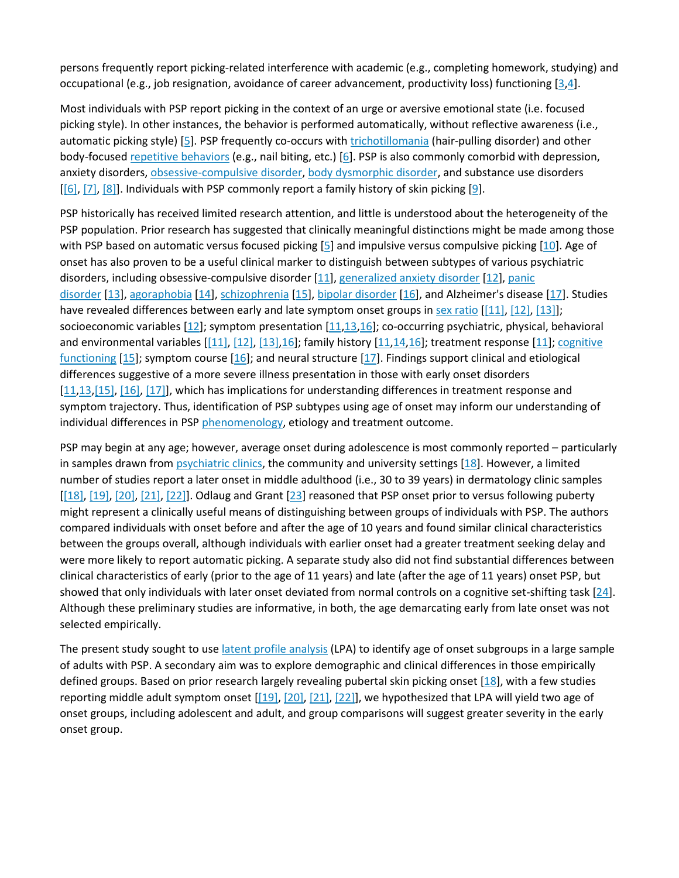persons frequently report picking-related interference with academic (e.g., completing homework, studying) and occupational (e.g., job resignation, avoidance of career advancement, productivity loss) functioning [3,4].

Most individuals with PSP report picking in the context of an urge or aversive emotional state (i.e. focused picking style). In other instances, the behavior is performed automatically, without reflective awareness (i.e., automatic picking style) [5]. PSP frequently co-occurs with trichotillomania (hair-pulling disorder) and other body-focused repetitive behaviors (e.g., nail biting, etc.) [6]. PSP is also commonly comorbid with depression, anxiety disorders, obsessive-compulsive disorder, body dysmorphic disorder, and substance use disorders [[6], [7], [8]]. Individuals with PSP commonly report a family history of skin picking [9].

PSP historically has received limited research attention, and little is understood about the heterogeneity of the PSP population. Prior research has suggested that clinically meaningful distinctions might be made among those with PSP based on automatic versus focused picking [5] and impulsive versus compulsive picking [10]. Age of onset has also proven to be a useful clinical marker to distinguish between subtypes of various psychiatric disorders, including obsessive-compulsive disorder [11], generalized anxiety disorder [12], panic disorder [13], agoraphobia [14], schizophrenia [15], bipolar disorder [16], and Alzheimer's disease [17]. Studies have revealed differences between early and late symptom onset groups in sex ratio [[11], [12], [13]]; socioeconomic variables [12]; symptom presentation [11,13,16]; co-occurring psychiatric, physical, behavioral and environmental variables [[11], [12], [13],16]; family history [11,14,16]; treatment response [11]; cognitive functioning [15]; symptom course [16]; and neural structure [17]. Findings support clinical and etiological differences suggestive of a more severe illness presentation in those with early onset disorders [11,13,[15], [16], [17]], which has implications for understanding differences in treatment response and symptom trajectory. Thus, identification of PSP subtypes using age of onset may inform our understanding of individual differences in PSP phenomenology, etiology and treatment outcome.

PSP may begin at any age; however, average onset during adolescence is most commonly reported – particularly in samples drawn from psychiatric clinics, the community and university settings [18]. However, a limited number of studies report a later onset in middle adulthood (i.e., 30 to 39 years) in dermatology clinic samples [[18], [19], [20], [21], [22]]. Odlaug and Grant [23] reasoned that PSP onset prior to versus following puberty might represent a clinically useful means of distinguishing between groups of individuals with PSP. The authors compared individuals with onset before and after the age of 10 years and found similar clinical characteristics between the groups overall, although individuals with earlier onset had a greater treatment seeking delay and were more likely to report automatic picking. A separate study also did not find substantial differences between clinical characteristics of early (prior to the age of 11 years) and late (after the age of 11 years) onset PSP, but showed that only individuals with later onset deviated from normal controls on a cognitive set-shifting task [24]. Although these preliminary studies are informative, in both, the age demarcating early from late onset was not selected empirically.

The present study sought to use latent profile analysis (LPA) to identify age of onset subgroups in a large sample of adults with PSP. A secondary aim was to explore demographic and clinical differences in those empirically defined groups. Based on prior research largely revealing pubertal skin picking onset [18], with a few studies reporting middle adult symptom onset [[19], [20], [21], [22]], we hypothesized that LPA will yield two age of onset groups, including adolescent and adult, and group comparisons will suggest greater severity in the early onset group.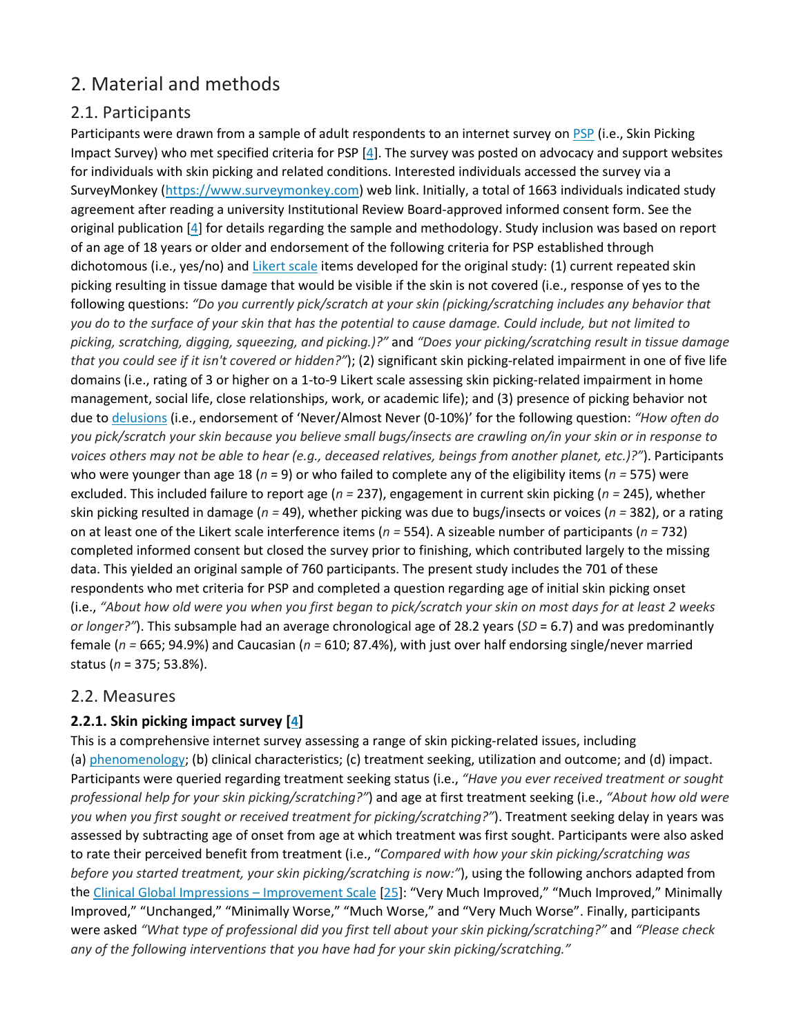## 2. Material and methods

### 2.1. Participants

Participants were drawn from a sample of adult respondents to an internet survey on PSP (i.e., Skin Picking Impact Survey) who met specified criteria for PSP [4]. The survey was posted on advocacy and support websites for individuals with skin picking and related conditions. Interested individuals accessed the survey via a SurveyMonkey (https://www.surveymonkey.com) web link. Initially, a total of 1663 individuals indicated study agreement after reading a university Institutional Review Board-approved informed consent form. See the original publication [4] for details regarding the sample and methodology. Study inclusion was based on report of an age of 18 years or older and endorsement of the following criteria for PSP established through dichotomous (i.e., yes/no) and Likert scale items developed for the original study: (1) current repeated skin picking resulting in tissue damage that would be visible if the skin is not covered (i.e., response of yes to the following questions: *"Do you currently pick/scratch at your skin (picking/scratching includes any behavior that you do to the surface of your skin that has the potential to cause damage. Could include, but not limited to picking, scratching, digging, squeezing, and picking.)?"* and *"Does your picking/scratching result in tissue damage that you could see if it isn't covered or hidden?"*); (2) significant skin picking-related impairment in one of five life domains (i.e., rating of 3 or higher on a 1-to-9 Likert scale assessing skin picking-related impairment in home management, social life, close relationships, work, or academic life); and (3) presence of picking behavior not due to delusions (i.e., endorsement of 'Never/Almost Never (0-10%)' for the following question: *"How often do you pick/scratch your skin because you believe small bugs/insects are crawling on/in your skin or in response to voices others may not be able to hear (e.g., deceased relatives, beings from another planet, etc.)?"*). Participants who were younger than age 18 (*n* = 9) or who failed to complete any of the eligibility items (*n =* 575) were excluded. This included failure to report age (*n =* 237), engagement in current skin picking (*n =* 245), whether skin picking resulted in damage (*n =* 49), whether picking was due to bugs/insects or voices (*n =* 382), or a rating on at least one of the Likert scale interference items (*n =* 554). A sizeable number of participants (*n =* 732) completed informed consent but closed the survey prior to finishing, which contributed largely to the missing data. This yielded an original sample of 760 participants. The present study includes the 701 of these respondents who met criteria for PSP and completed a question regarding age of initial skin picking onset (i.e., *"About how old were you when you first began to pick/scratch your skin on most days for at least 2 weeks or longer?"*). This subsample had an average chronological age of 28.2 years (*SD* = 6.7) and was predominantly female (*n =* 665; 94.9%) and Caucasian (*n =* 610; 87.4%), with just over half endorsing single/never married status (*n* = 375; 53.8%).

### 2.2. Measures

#### 2.2.1. Skin picking impact survey [4]

This is a comprehensive internet survey assessing a range of skin picking-related issues, including (a) phenomenology; (b) clinical characteristics; (c) treatment seeking, utilization and outcome; and (d) impact. Participants were queried regarding treatment seeking status (i.e., *"Have you ever received treatment or sought professional help for your skin picking/scratching?"*) and age at first treatment seeking (i.e., *"About how old were you when you first sought or received treatment for picking/scratching?"*). Treatment seeking delay in years was assessed by subtracting age of onset from age at which treatment was first sought. Participants were also asked to rate their perceived benefit from treatment (i.e., "*Compared with how your skin picking/scratching was before you started treatment, your skin picking/scratching is now:"*), using the following anchors adapted from the Clinical Global Impressions – Improvement Scale [25]: "Very Much Improved," "Much Improved," Minimally Improved," "Unchanged," "Minimally Worse," "Much Worse," and "Very Much Worse". Finally, participants were asked *"What type of professional did you first tell about your skin picking/scratching?"* and *"Please check any of the following interventions that you have had for your skin picking/scratching."*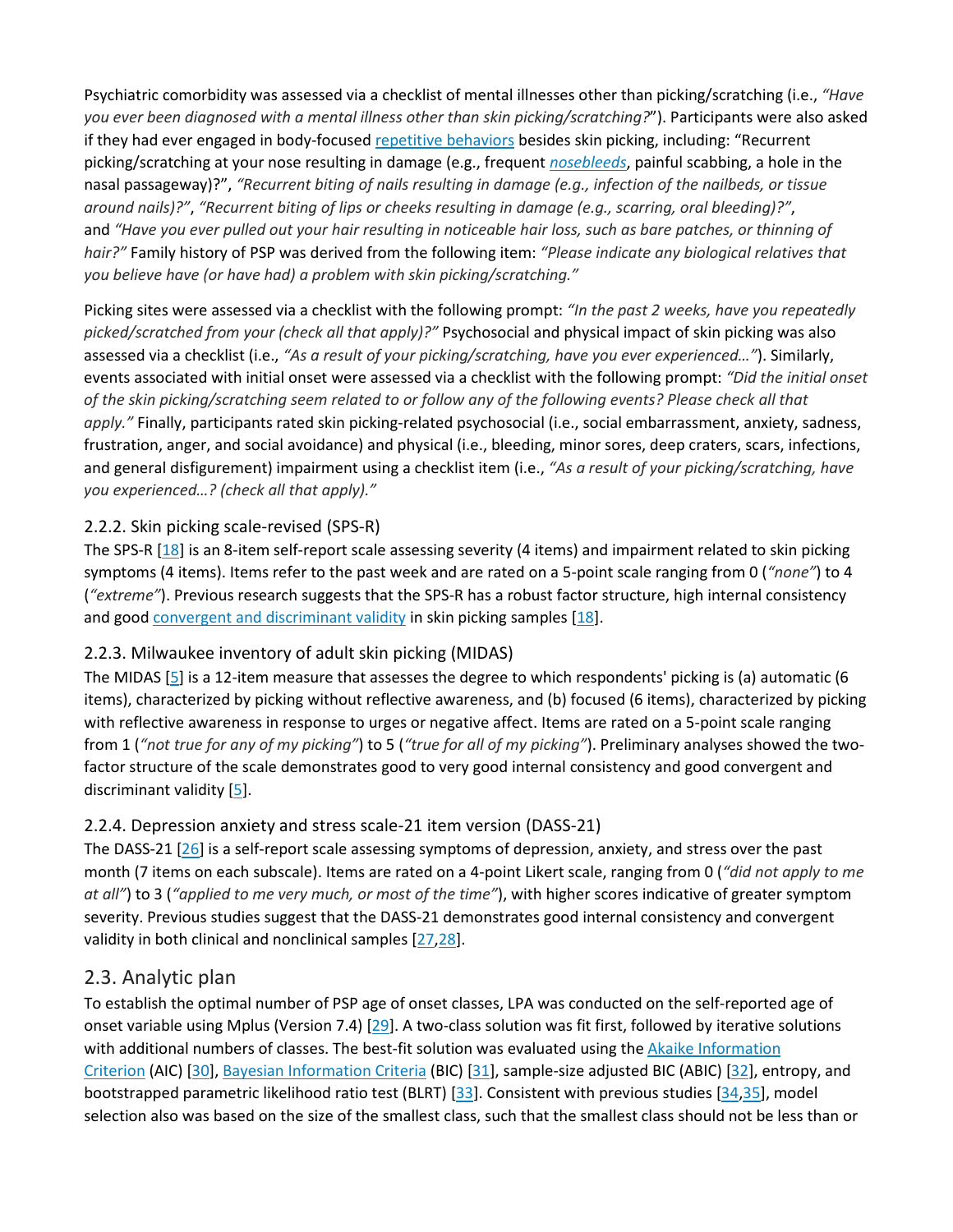Psychiatric comorbidity was assessed via a checklist of mental illnesses other than picking/scratching (i.e., *"Have you ever been diagnosed with a mental illness other than skin picking/scratching?"*). Participants were also asked if they had ever engaged in body-focused repetitive behaviors besides skin picking, including: "Recurrent picking/scratching at your nose resulting in damage (e.g., frequent *nosebleeds*, painful scabbing, a hole in the nasal passageway)?", *"Recurrent biting of nails resulting in damage (e.g., infection of the nailbeds, or tissue around nails)?"*, *"Recurrent biting of lips or cheeks resulting in damage (e.g., scarring, oral bleeding)?"*, and *"Have you ever pulled out your hair resulting in noticeable hair loss, such as bare patches, or thinning of hair?"* Family history of PSP was derived from the following item: *"Please indicate any biological relatives that you believe have (or have had) a problem with skin picking/scratching."*

Picking sites were assessed via a checklist with the following prompt: *"In the past 2 weeks, have you repeatedly picked/scratched from your (check all that apply)?"* Psychosocial and physical impact of skin picking was also assessed via a checklist (i.e., *"As a result of your picking/scratching, have you ever experienced…"*). Similarly, events associated with initial onset were assessed via a checklist with the following prompt: *"Did the initial onset of the skin picking/scratching seem related to or follow any of the following events? Please check all that apply."* Finally, participants rated skin picking-related psychosocial (i.e., social embarrassment, anxiety, sadness, frustration, anger, and social avoidance) and physical (i.e., bleeding, minor sores, deep craters, scars, infections, and general disfigurement) impairment using a checklist item (i.e., *"As a result of your picking/scratching, have you experienced…? (check all that apply)."*

### 2.2.2. Skin picking scale-revised (SPS-R)

The SPS-R [18] is an 8-item self-report scale assessing severity (4 items) and impairment related to skin picking symptoms (4 items). Items refer to the past week and are rated on a 5-point scale ranging from 0 (*"none"*) to 4 (*"extreme"*). Previous research suggests that the SPS-R has a robust factor structure, high internal consistency and good convergent and discriminant validity in skin picking samples [18].

### 2.2.3. Milwaukee inventory of adult skin picking (MIDAS)

The MIDAS [5] is a 12-item measure that assesses the degree to which respondents' picking is (a) automatic (6 items), characterized by picking without reflective awareness, and (b) focused (6 items), characterized by picking with reflective awareness in response to urges or negative affect. Items are rated on a 5-point scale ranging from 1 (*"not true for any of my picking"*) to 5 (*"true for all of my picking"*). Preliminary analyses showed the two-factor structure of the scale demonstrates good to very good internal consistency and good convergent and discriminant validity [5].

### 2.2.4. Depression anxiety and stress scale-21 item version (DASS-21)

The DASS-21 [26] is a self-report scale assessing symptoms of depression, anxiety, and stress over the past month (7 items on each subscale). Items are rated on a 4-point Likert scale, ranging from 0 (*"did not apply to me at all"*) to 3 (*"applied to me very much, or most of the time"*), with higher scores indicative of greater symptom severity. Previous studies suggest that the DASS-21 demonstrates good internal consistency and convergent validity in both clinical and nonclinical samples [27,28].

## 2.3. Analytic plan

To establish the optimal number of PSP age of onset classes, LPA was conducted on the self-reported age of onset variable using Mplus (Version 7.4) [29]. A two-class solution was fit first, followed by iterative solutions with additional numbers of classes. The best-fit solution was evaluated using the Akaike Information Criterion (AIC) [30], Bayesian Information Criteria (BIC) [31], sample-size adjusted BIC (ABIC) [32], entropy, and bootstrapped parametric likelihood ratio test (BLRT) [33]. Consistent with previous studies [34,35], model selection also was based on the size of the smallest class, such that the smallest class should not be less than or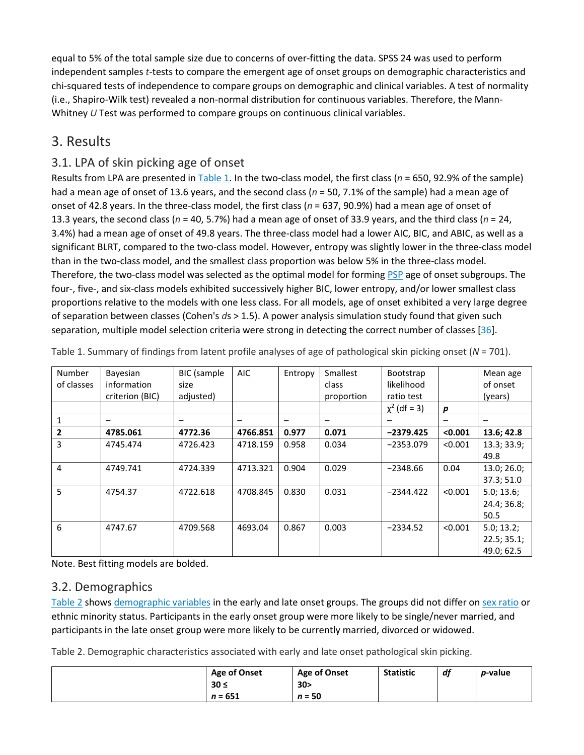equal to 5% of the total sample size due to concerns of over-fitting the data. SPSS 24 was used to perform independent samples *t*-tests to compare the emergent age of onset groups on demographic characteristics and chi-squared tests of independence to compare groups on demographic and clinical variables. A test of normality (i.e., Shapiro-Wilk test) revealed a non-normal distribution for continuous variables. Therefore, the Mann-Whitney *U* Test was performed to compare groups on continuous clinical variables.

## 3. Results

### 3.1. LPA of skin picking age of onset

Results from LPA are presented in Table 1. In the two-class model, the first class (*n* = 650, 92.9% of the sample) had a mean age of onset of 13.6 years, and the second class (*n* = 50, 7.1% of the sample) had a mean age of onset of 42.8 years. In the three-class model, the first class (*n* = 637, 90.9%) had a mean age of onset of 13.3 years, the second class (*n* = 40, 5.7%) had a mean age of onset of 33.9 years, and the third class (*n* = 24, 3.4%) had a mean age of onset of 49.8 years. The three-class model had a lower AIC, BIC, and ABIC, as well as a significant BLRT, compared to the two-class model. However, entropy was slightly lower in the three-class model than in the two-class model, and the smallest class proportion was below 5% in the three-class model. Therefore, the two-class model was selected as the optimal model for forming PSP age of onset subgroups. The four-, five-, and six-class models exhibited successively higher BIC, lower entropy, and/or lower smallest class proportions relative to the models with one less class. For all models, age of onset exhibited a very large degree of separation between classes (Cohen's *d*s > 1.5). A power analysis simulation study found that given such separation, multiple model selection criteria were strong in detecting the correct number of classes [36].

Table 1. Summary of findings from latent profile analyses of age of pathological skin picking onset (*N* = 701).

| Number of classes | Bayesian information criterion (BIC) | BIC (sample size adjusted) | AIC | Entropy | Smallest class proportion | Bootstrap likelihood ratio test | | Mean age of onset (years) |
|---|---|---|---|---|---|---|---|---|
| | | | | | | $\chi^2$ (df = 3) | ***p*** | |
| 1 | – | – | – | – | – | – | – | – |
| **2** | **4785.061** | **4772.36** | **4766.851** | **0.977** | **0.071** | **−2379.425** | **<0.001** | **13.6; 42.8** |
| 3 | 4745.474 | 4726.423 | 4718.159 | 0.958 | 0.034 | −2353.079 | <0.001 | 13.3; 33.9; 49.8 |
| 4 | 4749.741 | 4724.339 | 4713.321 | 0.904 | 0.029 | −2348.66 | 0.04 | 13.0; 26.0; 37.3; 51.0 |
| 5 | 4754.37 | 4722.618 | 4708.845 | 0.830 | 0.031 | −2344.422 | <0.001 | 5.0; 13.6; 24.4; 36.8; 50.5 |
| 6 | 4747.67 | 4709.568 | 4693.04 | 0.867 | 0.003 | −2334.52 | <0.001 | 5.0; 13.2; 22.5; 35.1; 49.0; 62.5 |

Note. Best fitting models are bolded.

### 3.2. Demographics

Table 2 shows demographic variables in the early and late onset groups. The groups did not differ on sex ratio or ethnic minority status. Participants in the early onset group were more likely to be single/never married, and participants in the late onset group were more likely to be currently married, divorced or widowed.

Table 2. Demographic characteristics associated with early and late onset pathological skin picking.

| | **Age of Onset 30 ≤ *n* = 651** | **Age of Onset 30> *n* = 50** | **Statistic** | ***df*** | ***p*-value** |
|---|---|---|---|---|---|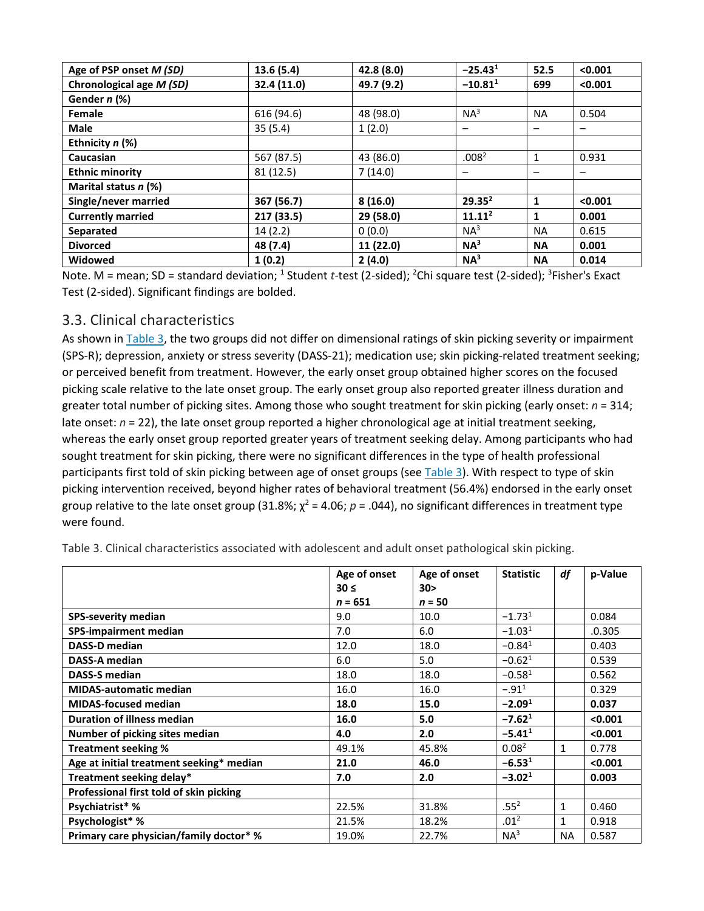| Age of PSP onset *M (SD)* | 13.6 (5.4) | 42.8 (8.0) | **−25.43[1]** | **52.5** | **<0.001** |
|---|---|---|---|---|---|
| **Chronological age *M (SD)*** | **32.4 (11.0)** | **49.7 (9.2)** | **−10.81[1]** | **699** | **<0.001** |
| **Gender *n* (%)** | | | | | |
| **Female** | 616 (94.6) | 48 (98.0) | NA[3] | NA | 0.504 |
| **Male** | 35 (5.4) | 1 (2.0) | – | – | – |
| **Ethnicity *n* (%)** | | | | | |
| **Caucasian** | 567 (87.5) | 43 (86.0) | .008[2] | 1 | 0.931 |
| **Ethnic minority** | 81 (12.5) | 7 (14.0) | – | – | – |
| **Marital status *n* (%)** | | | | | |
| **Single/never married** | **367 (56.7)** | **8 (16.0)** | **29.35[2]** | **1** | **<0.001** |
| **Currently married** | **217 (33.5)** | **29 (58.0)** | **11.11[2]** | **1** | **0.001** |
| **Separated** | 14 (2.2) | 0 (0.0) | NA[3] | NA | 0.615 |
| **Divorced** | **48 (7.4)** | **11 (22.0)** | **NA[3]** | **NA** | **0.001** |
| **Widowed** | **1 (0.2)** | **2 (4.0)** | **NA[3]** | **NA** | **0.014** |

Note. M = mean; SD = standard deviation; [1] Student *t*-test (2-sided); [2]Chi square test (2-sided); [3]Fisher's Exact Test (2-sided). Significant findings are bolded.

## 3.3. Clinical characteristics

As shown in Table 3, the two groups did not differ on dimensional ratings of skin picking severity or impairment (SPS-R); depression, anxiety or stress severity (DASS-21); medication use; skin picking-related treatment seeking; or perceived benefit from treatment. However, the early onset group obtained higher scores on the focused picking scale relative to the late onset group. The early onset group also reported greater illness duration and greater total number of picking sites. Among those who sought treatment for skin picking (early onset: *n* = 314; late onset: *n* = 22), the late onset group reported a higher chronological age at initial treatment seeking, whereas the early onset group reported greater years of treatment seeking delay. Among participants who had sought treatment for skin picking, there were no significant differences in the type of health professional participants first told of skin picking between age of onset groups (see Table 3). With respect to type of skin picking intervention received, beyond higher rates of behavioral treatment (56.4%) endorsed in the early onset group relative to the late onset group (31.8%; $\chi^2$ = 4.06; *p* = .044), no significant differences in treatment type were found.

Table 3. Clinical characteristics associated with adolescent and adult onset pathological skin picking.

| | Age of onset 30 ≤ *n* = 651 | Age of onset 30> *n* = 50 | Statistic | *df* | p-Value |
|---|---|---|---|---|---|
| **SPS-severity median** | 9.0 | 10.0 | −1.73[1] | | 0.084 |
| **SPS-impairment median** | 7.0 | 6.0 | −1.03[1] | | .0.305 |
| **DASS-D median** | 12.0 | 18.0 | −0.84[1] | | 0.403 |
| **DASS-A median** | 6.0 | 5.0 | −0.62[1] | | 0.539 |
| **DASS-S median** | 18.0 | 18.0 | −0.58[1] | | 0.562 |
| **MIDAS-automatic median** | 16.0 | 16.0 | −.91[1] | | 0.329 |
| **MIDAS-focused median** | **18.0** | **15.0** | **−2.09[1]** | | **0.037** |
| **Duration of illness median** | **16.0** | **5.0** | **−7.62[1]** | | **<0.001** |
| **Number of picking sites median** | **4.0** | **2.0** | **−5.41[1]** | | **<0.001** |
| **Treatment seeking %** | 49.1% | 45.8% | 0.08[2] | 1 | 0.778 |
| **Age at initial treatment seeking* median** | **21.0** | **46.0** | **−6.53[1]** | | **<0.001** |
| **Treatment seeking delay*** | **7.0** | **2.0** | **−3.02[1]** | | **0.003** |
| **Professional first told of skin picking** | | | | | |
| **Psychiatrist* %** | 22.5% | 31.8% | .55[2] | 1 | 0.460 |
| **Psychologist* %** | 21.5% | 18.2% | .01[2] | 1 | 0.918 |
| **Primary care physician/family doctor* %** | 19.0% | 22.7% | NA[3] | NA | 0.587 |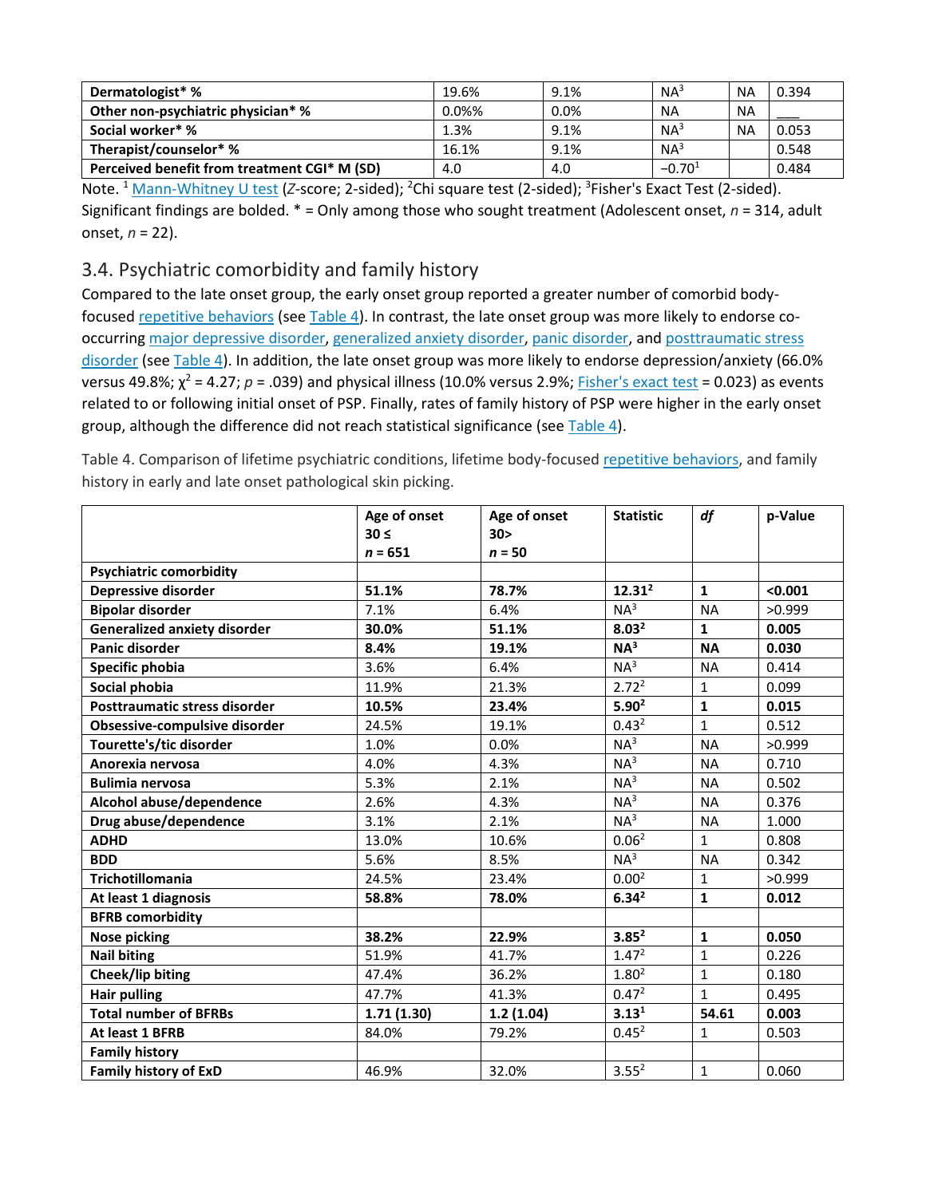| | | | | | |
|---|---|---|---|---|---|
| **Dermatologist* %** | 19.6% | 9.1% | NA[3] | NA | 0.394 |
| **Other non-psychiatric physician* %** | 0.0%% | 0.0% | NA | NA | ___ |
| **Social worker* %** | 1.3% | 9.1% | NA[3] | NA | 0.053 |
| **Therapist/counselor* %** | 16.1% | 9.1% | NA[3] | | 0.548 |
| **Perceived benefit from treatment CGI* M (SD)** | 4.0 | 4.0 | −0.70[1] | | 0.484 |

Note. [1] Mann-Whitney U test (Z-score; 2-sided); [2]Chi square test (2-sided); [3]Fisher's Exact Test (2-sided). Significant findings are bolded. * = Only among those who sought treatment (Adolescent onset, $n$ = 314, adult onset, $n$ = 22).

## 3.4. Psychiatric comorbidity and family history

Compared to the late onset group, the early onset group reported a greater number of comorbid body-focused repetitive behaviors (see Table 4). In contrast, the late onset group was more likely to endorse co-occurring major depressive disorder, generalized anxiety disorder, panic disorder, and posttraumatic stress disorder (see Table 4). In addition, the late onset group was more likely to endorse depression/anxiety (66.0% versus 49.8%; $\chi^2$ = 4.27; $p$ = .039) and physical illness (10.0% versus 2.9%; Fisher's exact test = 0.023) as events related to or following initial onset of PSP. Finally, rates of family history of PSP were higher in the early onset group, although the difference did not reach statistical significance (see Table 4).

Table 4. Comparison of lifetime psychiatric conditions, lifetime body-focused repetitive behaviors, and family history in early and late onset pathological skin picking.

| | **Age of onset 30 ≤ $n$ = 651** | **Age of onset 30> $n$ = 50** | **Statistic** | ***df*** | **p-Value** |
|---|---|---|---|---|---|
| **Psychiatric comorbidity** | | | | | |
| **Depressive disorder** | **51.1%** | **78.7%** | **12.31[2]** | **1** | **<0.001** |
| **Bipolar disorder** | 7.1% | 6.4% | NA[3] | NA | >0.999 |
| **Generalized anxiety disorder** | **30.0%** | **51.1%** | **8.03[2]** | **1** | **0.005** |
| **Panic disorder** | **8.4%** | **19.1%** | **NA[3]** | **NA** | **0.030** |
| **Specific phobia** | 3.6% | 6.4% | NA[3] | NA | 0.414 |
| **Social phobia** | 11.9% | 21.3% | 2.72[2] | 1 | 0.099 |
| **Posttraumatic stress disorder** | **10.5%** | **23.4%** | **5.90[2]** | **1** | **0.015** |
| **Obsessive-compulsive disorder** | 24.5% | 19.1% | 0.43[2] | 1 | 0.512 |
| **Tourette's/tic disorder** | 1.0% | 0.0% | NA[3] | NA | >0.999 |
| **Anorexia nervosa** | 4.0% | 4.3% | NA[3] | NA | 0.710 |
| **Bulimia nervosa** | 5.3% | 2.1% | NA[3] | NA | 0.502 |
| **Alcohol abuse/dependence** | 2.6% | 4.3% | NA[3] | NA | 0.376 |
| **Drug abuse/dependence** | 3.1% | 2.1% | NA[3] | NA | 1.000 |
| **ADHD** | 13.0% | 10.6% | 0.06[2] | 1 | 0.808 |
| **BDD** | 5.6% | 8.5% | NA[3] | NA | 0.342 |
| **Trichotillomania** | 24.5% | 23.4% | 0.00[2] | 1 | >0.999 |
| **At least 1 diagnosis** | **58.8%** | **78.0%** | **6.34[2]** | **1** | **0.012** |
| **BFRB comorbidity** | | | | | |
| **Nose picking** | **38.2%** | **22.9%** | **3.85[2]** | **1** | **0.050** |
| **Nail biting** | 51.9% | 41.7% | 1.47[2] | 1 | 0.226 |
| **Cheek/lip biting** | 47.4% | 36.2% | 1.80[2] | 1 | 0.180 |
| **Hair pulling** | 47.7% | 41.3% | 0.47[2] | 1 | 0.495 |
| **Total number of BFRBs** | **1.71 (1.30)** | **1.2 (1.04)** | **3.13[1]** | **54.61** | **0.003** |
| **At least 1 BFRB** | 84.0% | 79.2% | 0.45[2] | 1 | 0.503 |
| **Family history** | | | | | |
| **Family history of ExD** | 46.9% | 32.0% | 3.55[2] | 1 | 0.060 |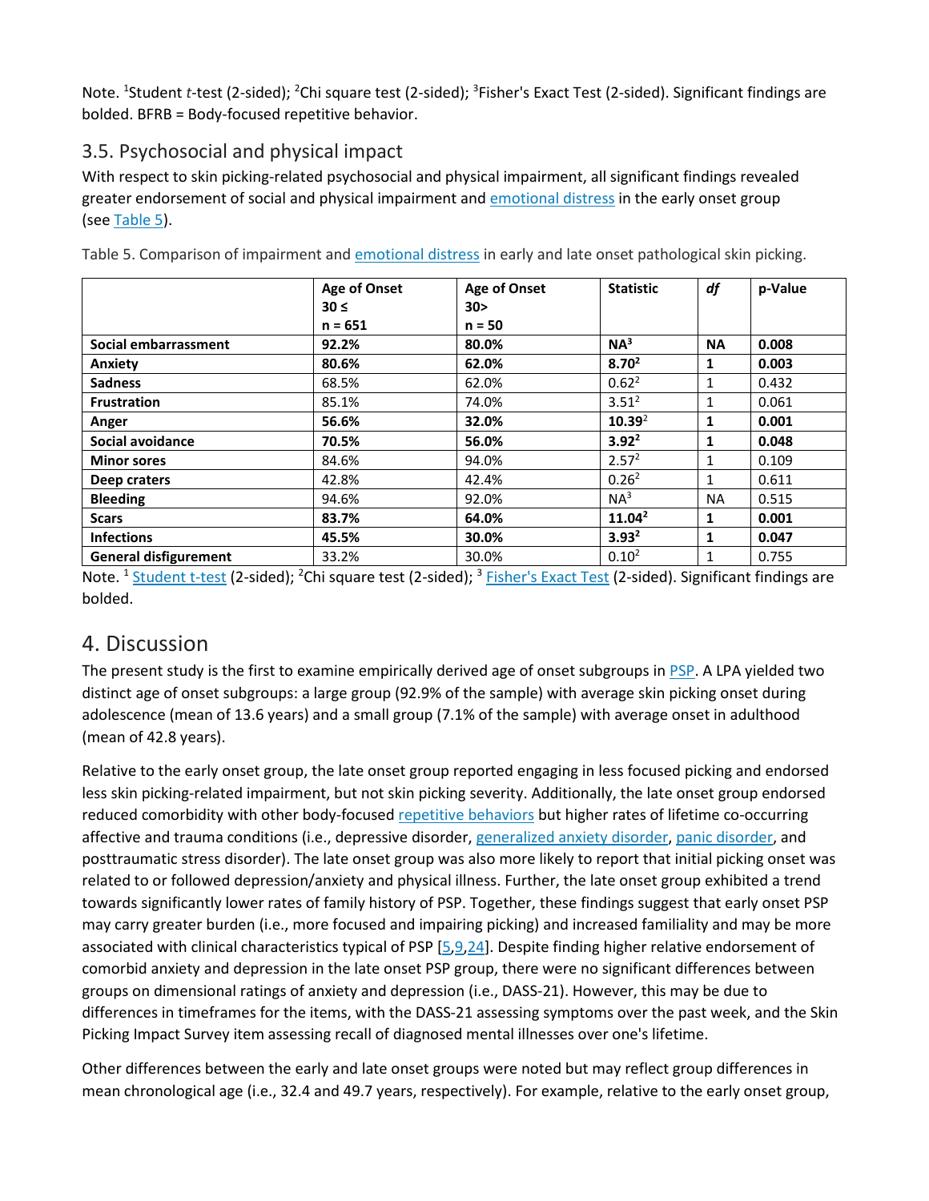Note. [1]Student *t*-test (2-sided); [2]Chi square test (2-sided); [3]Fisher's Exact Test (2-sided). Significant findings are bolded. BFRB = Body-focused repetitive behavior.

## 3.5. Psychosocial and physical impact

With respect to skin picking-related psychosocial and physical impairment, all significant findings revealed greater endorsement of social and physical impairment and emotional distress in the early onset group (see Table 5).

Table 5. Comparison of impairment and emotional distress in early and late onset pathological skin picking.

| | Age of Onset 30 ≤ n = 651 | Age of Onset 30> n = 50 | Statistic | *df* | p-Value |
|---|---|---|---|---|---|
| **Social embarrassment** | **92.2%** | **80.0%** | **NA[3]** | **NA** | **0.008** |
| **Anxiety** | **80.6%** | **62.0%** | **8.70[2]** | **1** | **0.003** |
| **Sadness** | 68.5% | 62.0% | 0.62[2] | 1 | 0.432 |
| **Frustration** | 85.1% | 74.0% | 3.51[2] | 1 | 0.061 |
| **Anger** | **56.6%** | **32.0%** | **10.39[2]** | **1** | **0.001** |
| **Social avoidance** | **70.5%** | **56.0%** | **3.92[2]** | **1** | **0.048** |
| **Minor sores** | 84.6% | 94.0% | 2.57[2] | 1 | 0.109 |
| **Deep craters** | 42.8% | 42.4% | 0.26[2] | 1 | 0.611 |
| **Bleeding** | 94.6% | 92.0% | NA[3] | NA | 0.515 |
| **Scars** | **83.7%** | **64.0%** | **11.04[2]** | **1** | **0.001** |
| **Infections** | **45.5%** | **30.0%** | **3.93[2]** | **1** | **0.047** |
| **General disfigurement** | 33.2% | 30.0% | 0.10[2] | 1 | 0.755 |

Note. [1] Student t-test (2-sided); [2]Chi square test (2-sided); [3] Fisher's Exact Test (2-sided). Significant findings are bolded.

# 4. Discussion

The present study is the first to examine empirically derived age of onset subgroups in PSP. A LPA yielded two distinct age of onset subgroups: a large group (92.9% of the sample) with average skin picking onset during adolescence (mean of 13.6 years) and a small group (7.1% of the sample) with average onset in adulthood (mean of 42.8 years).

Relative to the early onset group, the late onset group reported engaging in less focused picking and endorsed less skin picking-related impairment, but not skin picking severity. Additionally, the late onset group endorsed reduced comorbidity with other body-focused repetitive behaviors but higher rates of lifetime co-occurring affective and trauma conditions (i.e., depressive disorder, generalized anxiety disorder, panic disorder, and posttraumatic stress disorder). The late onset group was also more likely to report that initial picking onset was related to or followed depression/anxiety and physical illness. Further, the late onset group exhibited a trend towards significantly lower rates of family history of PSP. Together, these findings suggest that early onset PSP may carry greater burden (i.e., more focused and impairing picking) and increased familiality and may be more associated with clinical characteristics typical of PSP [5,9,24]. Despite finding higher relative endorsement of comorbid anxiety and depression in the late onset PSP group, there were no significant differences between groups on dimensional ratings of anxiety and depression (i.e., DASS-21). However, this may be due to differences in timeframes for the items, with the DASS-21 assessing symptoms over the past week, and the Skin Picking Impact Survey item assessing recall of diagnosed mental illnesses over one's lifetime.

Other differences between the early and late onset groups were noted but may reflect group differences in mean chronological age (i.e., 32.4 and 49.7 years, respectively). For example, relative to the early onset group,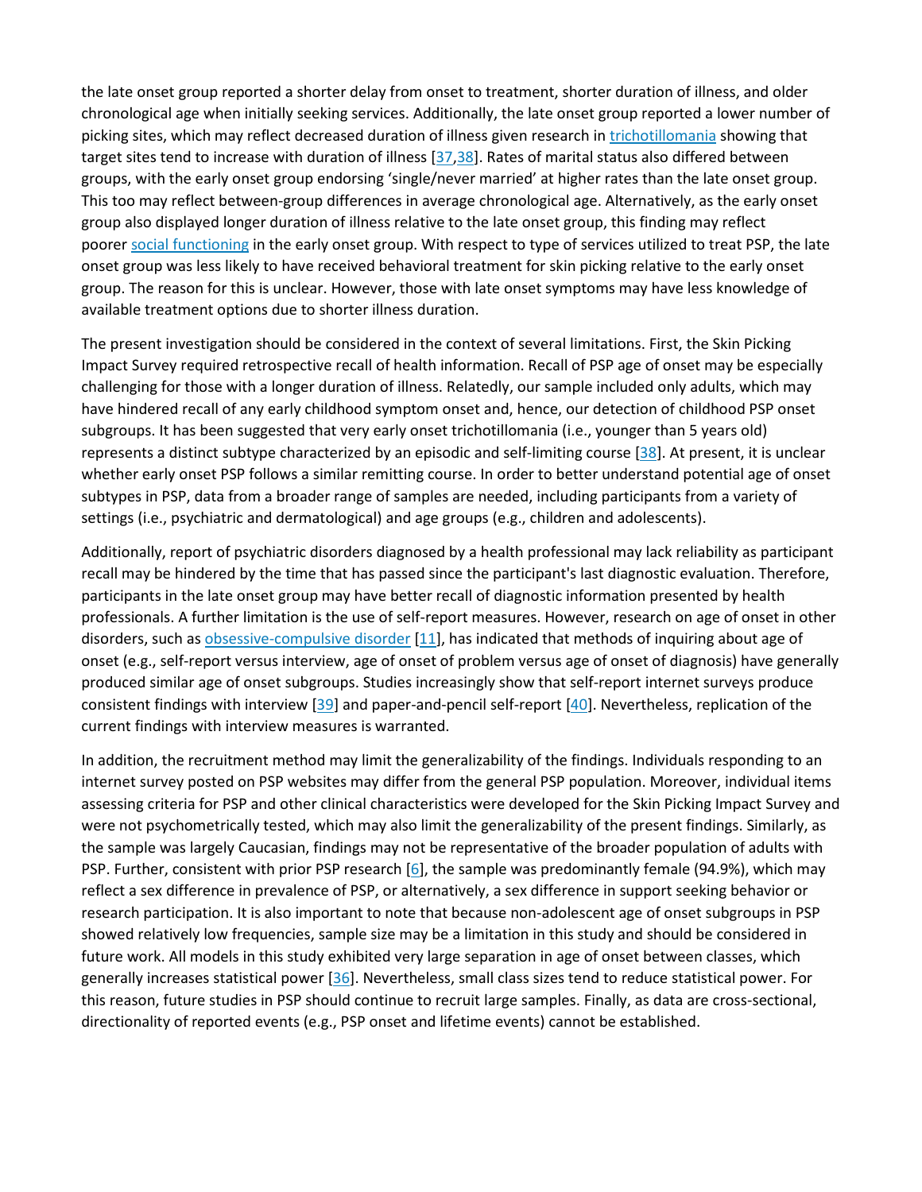the late onset group reported a shorter delay from onset to treatment, shorter duration of illness, and older chronological age when initially seeking services. Additionally, the late onset group reported a lower number of picking sites, which may reflect decreased duration of illness given research in trichotillomania showing that target sites tend to increase with duration of illness [37,38]. Rates of marital status also differed between groups, with the early onset group endorsing 'single/never married' at higher rates than the late onset group. This too may reflect between-group differences in average chronological age. Alternatively, as the early onset group also displayed longer duration of illness relative to the late onset group, this finding may reflect poorer social functioning in the early onset group. With respect to type of services utilized to treat PSP, the late onset group was less likely to have received behavioral treatment for skin picking relative to the early onset group. The reason for this is unclear. However, those with late onset symptoms may have less knowledge of available treatment options due to shorter illness duration.

The present investigation should be considered in the context of several limitations. First, the Skin Picking Impact Survey required retrospective recall of health information. Recall of PSP age of onset may be especially challenging for those with a longer duration of illness. Relatedly, our sample included only adults, which may have hindered recall of any early childhood symptom onset and, hence, our detection of childhood PSP onset subgroups. It has been suggested that very early onset trichotillomania (i.e., younger than 5 years old) represents a distinct subtype characterized by an episodic and self-limiting course [38]. At present, it is unclear whether early onset PSP follows a similar remitting course. In order to better understand potential age of onset subtypes in PSP, data from a broader range of samples are needed, including participants from a variety of settings (i.e., psychiatric and dermatological) and age groups (e.g., children and adolescents).

Additionally, report of psychiatric disorders diagnosed by a health professional may lack reliability as participant recall may be hindered by the time that has passed since the participant's last diagnostic evaluation. Therefore, participants in the late onset group may have better recall of diagnostic information presented by health professionals. A further limitation is the use of self-report measures. However, research on age of onset in other disorders, such as obsessive-compulsive disorder [11], has indicated that methods of inquiring about age of onset (e.g., self-report versus interview, age of onset of problem versus age of onset of diagnosis) have generally produced similar age of onset subgroups. Studies increasingly show that self-report internet surveys produce consistent findings with interview [39] and paper-and-pencil self-report [40]. Nevertheless, replication of the current findings with interview measures is warranted.

In addition, the recruitment method may limit the generalizability of the findings. Individuals responding to an internet survey posted on PSP websites may differ from the general PSP population. Moreover, individual items assessing criteria for PSP and other clinical characteristics were developed for the Skin Picking Impact Survey and were not psychometrically tested, which may also limit the generalizability of the present findings. Similarly, as the sample was largely Caucasian, findings may not be representative of the broader population of adults with PSP. Further, consistent with prior PSP research [6], the sample was predominantly female (94.9%), which may reflect a sex difference in prevalence of PSP, or alternatively, a sex difference in support seeking behavior or research participation. It is also important to note that because non-adolescent age of onset subgroups in PSP showed relatively low frequencies, sample size may be a limitation in this study and should be considered in future work. All models in this study exhibited very large separation in age of onset between classes, which generally increases statistical power [36]. Nevertheless, small class sizes tend to reduce statistical power. For this reason, future studies in PSP should continue to recruit large samples. Finally, as data are cross-sectional, directionality of reported events (e.g., PSP onset and lifetime events) cannot be established.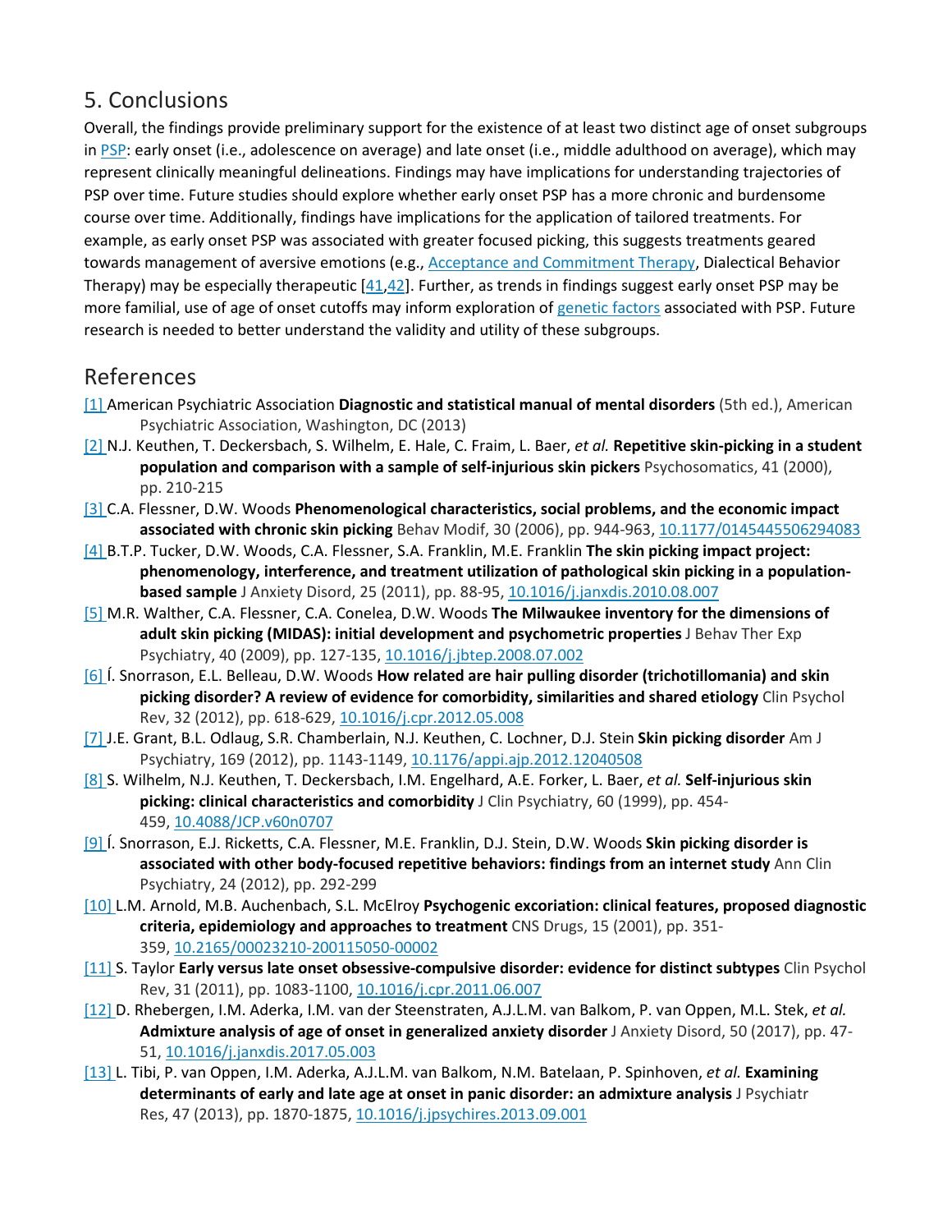## 5. Conclusions

Overall, the findings provide preliminary support for the existence of at least two distinct age of onset subgroups in PSP: early onset (i.e., adolescence on average) and late onset (i.e., middle adulthood on average), which may represent clinically meaningful delineations. Findings may have implications for understanding trajectories of PSP over time. Future studies should explore whether early onset PSP has a more chronic and burdensome course over time. Additionally, findings have implications for the application of tailored treatments. For example, as early onset PSP was associated with greater focused picking, this suggests treatments geared towards management of aversive emotions (e.g., Acceptance and Commitment Therapy, Dialectical Behavior Therapy) may be especially therapeutic [41,42]. Further, as trends in findings suggest early onset PSP may be more familial, use of age of onset cutoffs may inform exploration of genetic factors associated with PSP. Future research is needed to better understand the validity and utility of these subgroups.

## References

[1] American Psychiatric Association **Diagnostic and statistical manual of mental disorders** (5th ed.), American Psychiatric Association, Washington, DC (2013)

[2] N.J. Keuthen, T. Deckersbach, S. Wilhelm, E. Hale, C. Fraim, L. Baer, *et al.* **Repetitive skin-picking in a student population and comparison with a sample of self-injurious skin pickers** Psychosomatics, 41 (2000), pp. 210-215

[3] C.A. Flessner, D.W. Woods **Phenomenological characteristics, social problems, and the economic impact associated with chronic skin picking** Behav Modif, 30 (2006), pp. 944-963, 10.1177/0145445506294083

[4] B.T.P. Tucker, D.W. Woods, C.A. Flessner, S.A. Franklin, M.E. Franklin **The skin picking impact project: phenomenology, interference, and treatment utilization of pathological skin picking in a population-based sample** J Anxiety Disord, 25 (2011), pp. 88-95, 10.1016/j.janxdis.2010.08.007

[5] M.R. Walther, C.A. Flessner, C.A. Conelea, D.W. Woods **The Milwaukee inventory for the dimensions of adult skin picking (MIDAS): initial development and psychometric properties** J Behav Ther Exp Psychiatry, 40 (2009), pp. 127-135, 10.1016/j.jbtep.2008.07.002

[6] Í. Snorrason, E.L. Belleau, D.W. Woods **How related are hair pulling disorder (trichotillomania) and skin picking disorder? A review of evidence for comorbidity, similarities and shared etiology** Clin Psychol Rev, 32 (2012), pp. 618-629, 10.1016/j.cpr.2012.05.008

[7] J.E. Grant, B.L. Odlaug, S.R. Chamberlain, N.J. Keuthen, C. Lochner, D.J. Stein **Skin picking disorder** Am J Psychiatry, 169 (2012), pp. 1143-1149, 10.1176/appi.ajp.2012.12040508

[8] S. Wilhelm, N.J. Keuthen, T. Deckersbach, I.M. Engelhard, A.E. Forker, L. Baer, *et al.* **Self-injurious skin picking: clinical characteristics and comorbidity** J Clin Psychiatry, 60 (1999), pp. 454-459, 10.4088/JCP.v60n0707

[9] Í. Snorrason, E.J. Ricketts, C.A. Flessner, M.E. Franklin, D.J. Stein, D.W. Woods **Skin picking disorder is associated with other body-focused repetitive behaviors: findings from an internet study** Ann Clin Psychiatry, 24 (2012), pp. 292-299

[10] L.M. Arnold, M.B. Auchenbach, S.L. McElroy **Psychogenic excoriation: clinical features, proposed diagnostic criteria, epidemiology and approaches to treatment** CNS Drugs, 15 (2001), pp. 351-359, 10.2165/00023210-200115050-00002

[11] S. Taylor **Early versus late onset obsessive-compulsive disorder: evidence for distinct subtypes** Clin Psychol Rev, 31 (2011), pp. 1083-1100, 10.1016/j.cpr.2011.06.007

[12] D. Rhebergen, I.M. Aderka, I.M. van der Steenstraten, A.J.L.M. van Balkom, P. van Oppen, M.L. Stek, *et al.* **Admixture analysis of age of onset in generalized anxiety disorder** J Anxiety Disord, 50 (2017), pp. 47-51, 10.1016/j.janxdis.2017.05.003

[13] L. Tibi, P. van Oppen, I.M. Aderka, A.J.L.M. van Balkom, N.M. Batelaan, P. Spinhoven, *et al.* **Examining determinants of early and late age at onset in panic disorder: an admixture analysis** J Psychiatr Res, 47 (2013), pp. 1870-1875, 10.1016/j.jpsychires.2013.09.001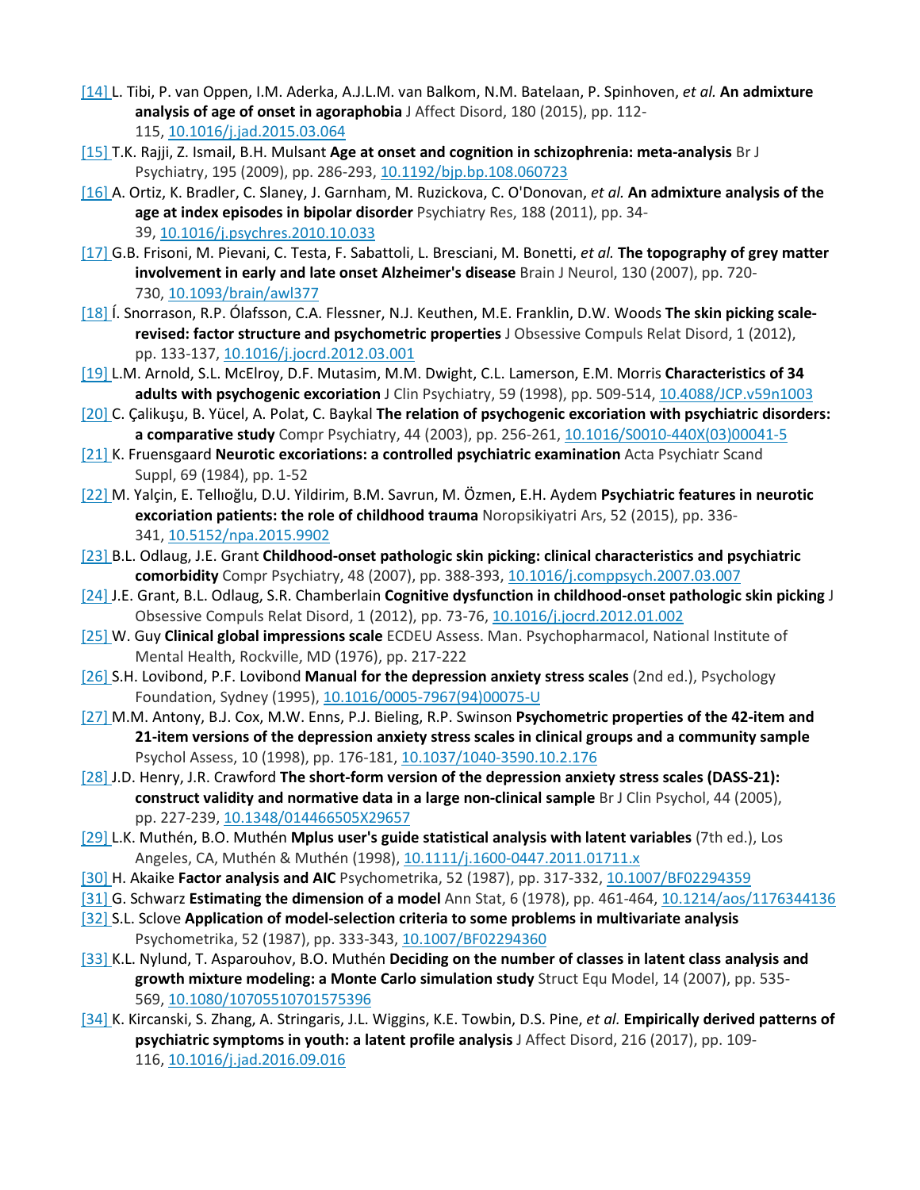[14] L. Tibi, P. van Oppen, I.M. Aderka, A.J.L.M. van Balkom, N.M. Batelaan, P. Spinhoven, *et al.* **An admixture analysis of age of onset in agoraphobia** J Affect Disord, 180 (2015), pp. 112-115, 10.1016/j.jad.2015.03.064

[15] T.K. Rajji, Z. Ismail, B.H. Mulsant **Age at onset and cognition in schizophrenia: meta-analysis** Br J Psychiatry, 195 (2009), pp. 286-293, 10.1192/bjp.bp.108.060723

[16] A. Ortiz, K. Bradler, C. Slaney, J. Garnham, M. Ruzickova, C. O'Donovan, *et al.* **An admixture analysis of the age at index episodes in bipolar disorder** Psychiatry Res, 188 (2011), pp. 34-39, 10.1016/j.psychres.2010.10.033

[17] G.B. Frisoni, M. Pievani, C. Testa, F. Sabattoli, L. Bresciani, M. Bonetti, *et al.* **The topography of grey matter involvement in early and late onset Alzheimer's disease** Brain J Neurol, 130 (2007), pp. 720-730, 10.1093/brain/awl377

[18] Í. Snorrason, R.P. Ólafsson, C.A. Flessner, N.J. Keuthen, M.E. Franklin, D.W. Woods **The skin picking scale-revised: factor structure and psychometric properties** J Obsessive Compuls Relat Disord, 1 (2012), pp. 133-137, 10.1016/j.jocrd.2012.03.001

[19] L.M. Arnold, S.L. McElroy, D.F. Mutasim, M.M. Dwight, C.L. Lamerson, E.M. Morris **Characteristics of 34 adults with psychogenic excoriation** J Clin Psychiatry, 59 (1998), pp. 509-514, 10.4088/JCP.v59n1003

[20] C. Çalikuşu, B. Yücel, A. Polat, C. Baykal **The relation of psychogenic excoriation with psychiatric disorders: a comparative study** Compr Psychiatry, 44 (2003), pp. 256-261, 10.1016/S0010-440X(03)00041-5

[21] K. Fruensgaard **Neurotic excoriations: a controlled psychiatric examination** Acta Psychiatr Scand Suppl, 69 (1984), pp. 1-52

[22] M. Yalçin, E. Tellıoğlu, D.U. Yildirim, B.M. Savrun, M. Özmen, E.H. Aydem **Psychiatric features in neurotic excoriation patients: the role of childhood trauma** Noropsikiyatri Ars, 52 (2015), pp. 336-341, 10.5152/npa.2015.9902

[23] B.L. Odlaug, J.E. Grant **Childhood-onset pathologic skin picking: clinical characteristics and psychiatric comorbidity** Compr Psychiatry, 48 (2007), pp. 388-393, 10.1016/j.comppsych.2007.03.007

[24] J.E. Grant, B.L. Odlaug, S.R. Chamberlain **Cognitive dysfunction in childhood-onset pathologic skin picking** J Obsessive Compuls Relat Disord, 1 (2012), pp. 73-76, 10.1016/j.jocrd.2012.01.002

[25] W. Guy **Clinical global impressions scale** ECDEU Assess. Man. Psychopharmacol, National Institute of Mental Health, Rockville, MD (1976), pp. 217-222

[26] S.H. Lovibond, P.F. Lovibond **Manual for the depression anxiety stress scales** (2nd ed.), Psychology Foundation, Sydney (1995), 10.1016/0005-7967(94)00075-U

[27] M.M. Antony, B.J. Cox, M.W. Enns, P.J. Bieling, R.P. Swinson **Psychometric properties of the 42-item and 21-item versions of the depression anxiety stress scales in clinical groups and a community sample** Psychol Assess, 10 (1998), pp. 176-181, 10.1037/1040-3590.10.2.176

[28] J.D. Henry, J.R. Crawford **The short-form version of the depression anxiety stress scales (DASS-21): construct validity and normative data in a large non-clinical sample** Br J Clin Psychol, 44 (2005), pp. 227-239, 10.1348/014466505X29657

[29] L.K. Muthén, B.O. Muthén **Mplus user's guide statistical analysis with latent variables** (7th ed.), Los Angeles, CA, Muthén & Muthén (1998), 10.1111/j.1600-0447.2011.01711.x

[30] H. Akaike **Factor analysis and AIC** Psychometrika, 52 (1987), pp. 317-332, 10.1007/BF02294359

[31] G. Schwarz **Estimating the dimension of a model** Ann Stat, 6 (1978), pp. 461-464, 10.1214/aos/1176344136

[32] S.L. Sclove **Application of model-selection criteria to some problems in multivariate analysis** Psychometrika, 52 (1987), pp. 333-343, 10.1007/BF02294360

[33] K.L. Nylund, T. Asparouhov, B.O. Muthén **Deciding on the number of classes in latent class analysis and growth mixture modeling: a Monte Carlo simulation study** Struct Equ Model, 14 (2007), pp. 535-569, 10.1080/10705510701575396

[34] K. Kircanski, S. Zhang, A. Stringaris, J.L. Wiggins, K.E. Towbin, D.S. Pine, *et al.* **Empirically derived patterns of psychiatric symptoms in youth: a latent profile analysis** J Affect Disord, 216 (2017), pp. 109-116, 10.1016/j.jad.2016.09.016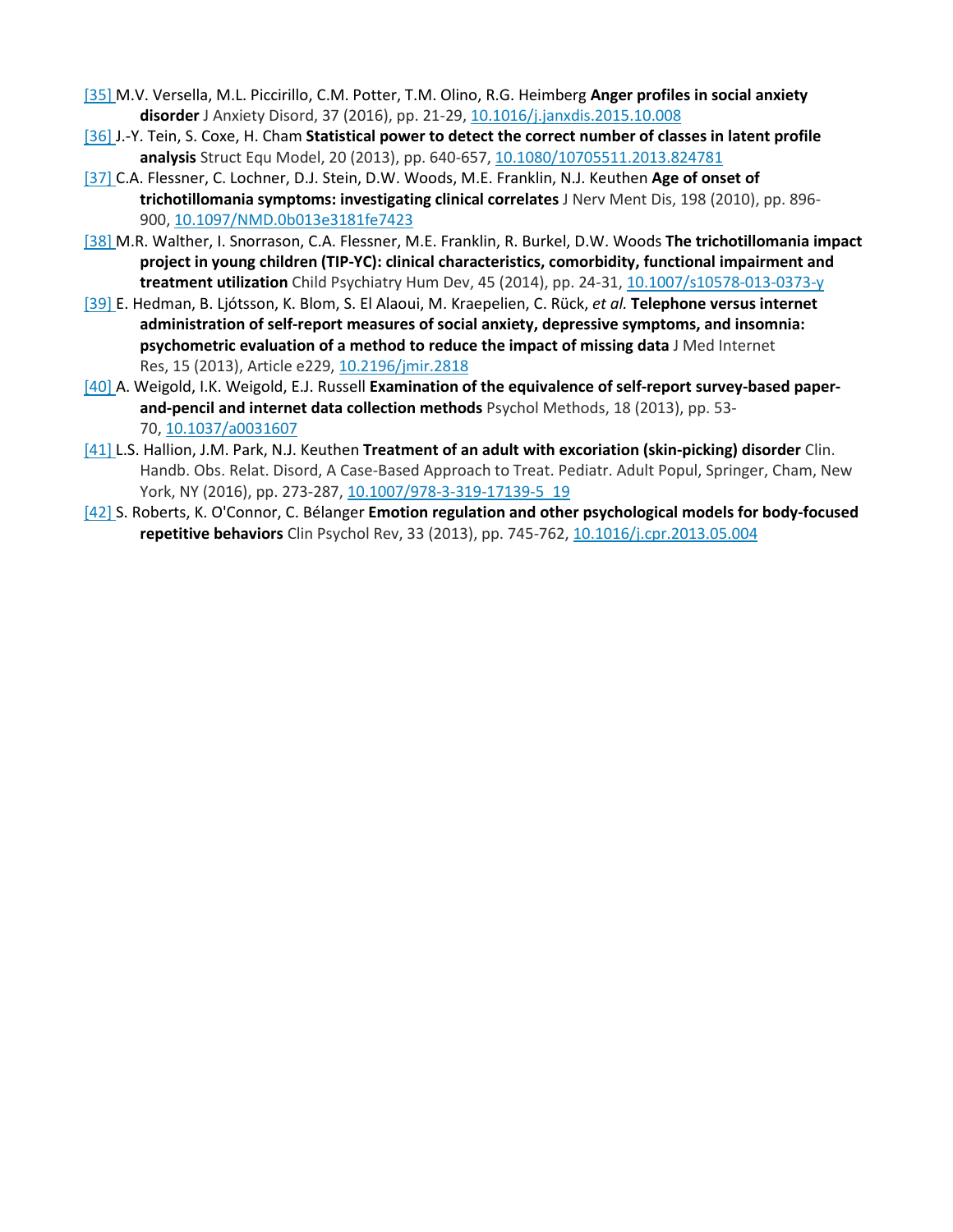[35] M.V. Versella, M.L. Piccirillo, C.M. Potter, T.M. Olino, R.G. Heimberg **Anger profiles in social anxiety disorder** J Anxiety Disord, 37 (2016), pp. 21-29, 10.1016/j.janxdis.2015.10.008

[36] J.-Y. Tein, S. Coxe, H. Cham **Statistical power to detect the correct number of classes in latent profile analysis** Struct Equ Model, 20 (2013), pp. 640-657, 10.1080/10705511.2013.824781

[37] C.A. Flessner, C. Lochner, D.J. Stein, D.W. Woods, M.E. Franklin, N.J. Keuthen **Age of onset of trichotillomania symptoms: investigating clinical correlates** J Nerv Ment Dis, 198 (2010), pp. 896-900, 10.1097/NMD.0b013e3181fe7423

[38] M.R. Walther, I. Snorrason, C.A. Flessner, M.E. Franklin, R. Burkel, D.W. Woods **The trichotillomania impact project in young children (TIP-YC): clinical characteristics, comorbidity, functional impairment and treatment utilization** Child Psychiatry Hum Dev, 45 (2014), pp. 24-31, 10.1007/s10578-013-0373-y

[39] E. Hedman, B. Ljótsson, K. Blom, S. El Alaoui, M. Kraepelien, C. Rück, *et al.* **Telephone versus internet administration of self-report measures of social anxiety, depressive symptoms, and insomnia: psychometric evaluation of a method to reduce the impact of missing data** J Med Internet Res, 15 (2013), Article e229, 10.2196/jmir.2818

[40] A. Weigold, I.K. Weigold, E.J. Russell **Examination of the equivalence of self-report survey-based paper-and-pencil and internet data collection methods** Psychol Methods, 18 (2013), pp. 53-70, 10.1037/a0031607

[41] L.S. Hallion, J.M. Park, N.J. Keuthen **Treatment of an adult with excoriation (skin-picking) disorder** Clin. Handb. Obs. Relat. Disord, A Case-Based Approach to Treat. Pediatr. Adult Popul, Springer, Cham, New York, NY (2016), pp. 273-287, 10.1007/978-3-319-17139-5_19

[42] S. Roberts, K. O'Connor, C. Bélanger **Emotion regulation and other psychological models for body-focused repetitive behaviors** Clin Psychol Rev, 33 (2013), pp. 745-762, 10.1016/j.cpr.2013.05.004